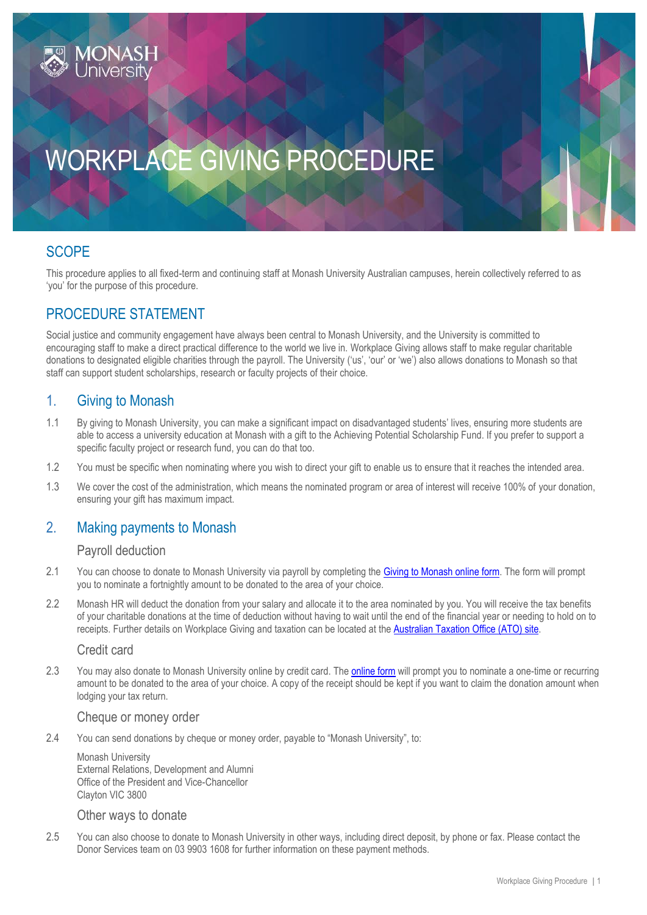# WORKPLACE GIVING PROCEDURE

## SCOPE

This procedure applies to all fixed-term and continuing staff at Monash University Australian campuses, herein collectively referred to as 'you' for the purpose of this procedure.

## PROCEDURE STATEMENT

Social justice and community engagement have always been central to Monash University, and the University is committed to encouraging staff to make a direct practical difference to the world we live in. Workplace Giving allows staff to make regular charitable donations to designated eligible charities through the payroll. The University ('us', 'our' or 'we') also allows donations to Monash so that staff can support student scholarships, research or faculty projects of their choice.

## 1. Giving to Monash

1.1 By giving to Monash University, you can make a significant impact on disadvantaged students' lives, ensuring more students are able to access a university education at Monash with a gift to the Achieving Potential Scholarship Fund. If you prefer to support a specific faculty project or research fund, you can do that too.

1.2 You must be specific when nominating where you wish to direct your gift to enable us to ensure that it reaches the intended area.

1.3 We cover the cost of the administration, which means the nominated program or area of interest will receive 100% of your donation, ensuring your gift has maximum impact.

## 2. Making payments to Monash

### Payroll deduction

2.1 You can choose to donate to Monash University via payroll by completing the Giving to Monash online form. The form will prompt you to nominate a fortnightly amount to be donated to the area of your choice.

2.2 Monash HR will deduct the donation from your salary and allocate it to the area nominated by you. You will receive the tax benefits of your charitable donations at the time of deduction without having to wait until the end of the financial year or needing to hold on to receipts. Further details on Workplace Giving and taxation can be located at the Australian Taxation Office (ATO) site.

### Credit card

2.3 You may also donate to Monash University online by credit card. The online form will prompt you to nominate a one-time or recurring amount to be donated to the area of your choice. A copy of the receipt should be kept if you want to claim the donation amount when lodging your tax return.

### Cheque or money order

2.4 You can send donations by cheque or money order, payable to "Monash University", to:

Monash University
External Relations, Development and Alumni
Office of the President and Vice-Chancellor
Clayton VIC 3800

### Other ways to donate

2.5 You can also choose to donate to Monash University in other ways, including direct deposit, by phone or fax. Please contact the Donor Services team on 03 9903 1608 for further information on these payment methods.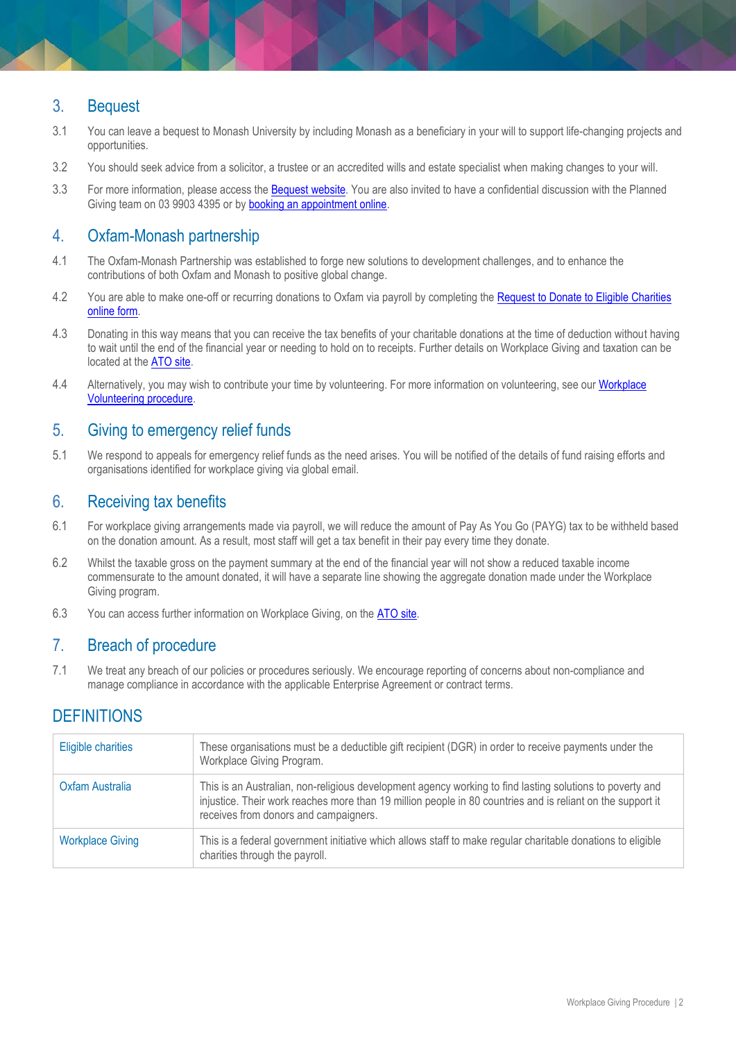## 3. Bequest

3.1 You can leave a bequest to Monash University by including Monash as a beneficiary in your will to support life-changing projects and opportunities.

3.2 You should seek advice from a solicitor, a trustee or an accredited wills and estate specialist when making changes to your will.

3.3 For more information, please access the Bequest website. You are also invited to have a confidential discussion with the Planned Giving team on 03 9903 4395 or by booking an appointment online.

## 4. Oxfam-Monash partnership

4.1 The Oxfam-Monash Partnership was established to forge new solutions to development challenges, and to enhance the contributions of both Oxfam and Monash to positive global change.

4.2 You are able to make one-off or recurring donations to Oxfam via payroll by completing the Request to Donate to Eligible Charities online form.

4.3 Donating in this way means that you can receive the tax benefits of your charitable donations at the time of deduction without having to wait until the end of the financial year or needing to hold on to receipts. Further details on Workplace Giving and taxation can be located at the ATO site.

4.4 Alternatively, you may wish to contribute your time by volunteering. For more information on volunteering, see our Workplace Volunteering procedure.

## 5. Giving to emergency relief funds

5.1 We respond to appeals for emergency relief funds as the need arises. You will be notified of the details of fund raising efforts and organisations identified for workplace giving via global email.

## 6. Receiving tax benefits

6.1 For workplace giving arrangements made via payroll, we will reduce the amount of Pay As You Go (PAYG) tax to be withheld based on the donation amount. As a result, most staff will get a tax benefit in their pay every time they donate.

6.2 Whilst the taxable gross on the payment summary at the end of the financial year will not show a reduced taxable income commensurate to the amount donated, it will have a separate line showing the aggregate donation made under the Workplace Giving program.

6.3 You can access further information on Workplace Giving, on the ATO site.

## 7. Breach of procedure

7.1 We treat any breach of our policies or procedures seriously. We encourage reporting of concerns about non-compliance and manage compliance in accordance with the applicable Enterprise Agreement or contract terms.

## DEFINITIONS

| | |
|---|---|
| Eligible charities | These organisations must be a deductible gift recipient (DGR) in order to receive payments under the Workplace Giving Program. |
| Oxfam Australia | This is an Australian, non-religious development agency working to find lasting solutions to poverty and injustice. Their work reaches more than 19 million people in 80 countries and is reliant on the support it receives from donors and campaigners. |
| Workplace Giving | This is a federal government initiative which allows staff to make regular charitable donations to eligible charities through the payroll. |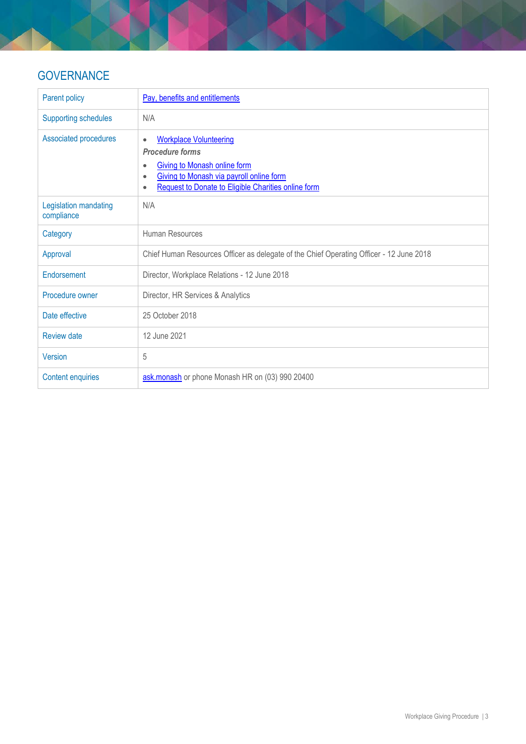## GOVERNANCE

| | |
|---|---|
| Parent policy | Pay, benefits and entitlements |
| Supporting schedules | N/A |
| Associated procedures | • Workplace Volunteering<br>***Procedure forms***<br>• Giving to Monash online form<br>• Giving to Monash via payroll online form<br>• Request to Donate to Eligible Charities online form |
| Legislation mandating compliance | N/A |
| Category | Human Resources |
| Approval | Chief Human Resources Officer as delegate of the Chief Operating Officer - 12 June 2018 |
| Endorsement | Director, Workplace Relations - 12 June 2018 |
| Procedure owner | Director, HR Services & Analytics |
| Date effective | 25 October 2018 |
| Review date | 12 June 2021 |
| Version | 5 |
| Content enquiries | ask.monash or phone Monash HR on (03) 990 20400 |